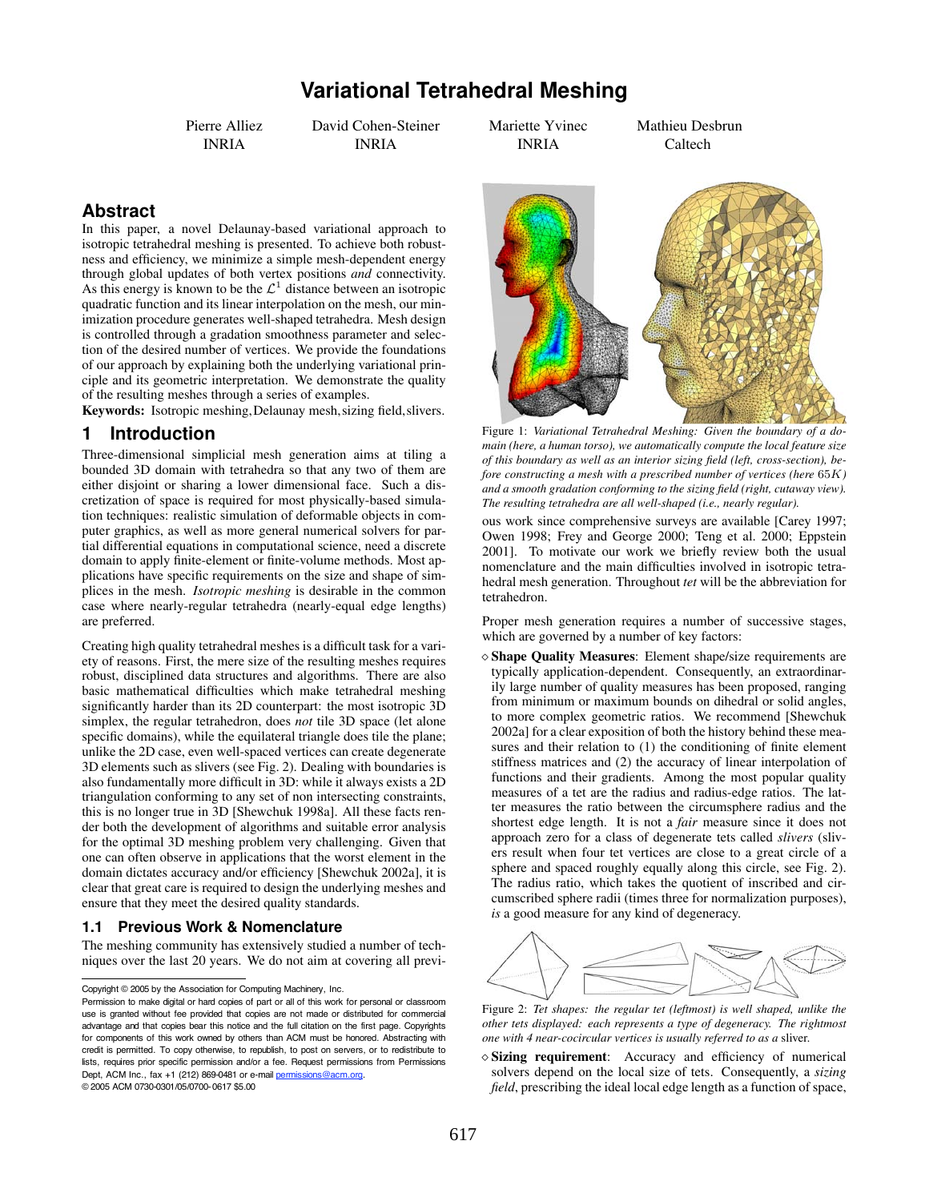# Variational Tetrahedral Meshing

Pierre Alliez — INRIA
David Cohen-Steiner — INRIA
Mariette Yvinec — INRIA
Mathieu Desbrun — Caltech

## Abstract

In this paper, a novel Delaunay-based variational approach to isotropic tetrahedral meshing is presented. To achieve both robustness and efficiency, we minimize a simple mesh-dependent energy through global updates of both vertex positions *and* connectivity. As this energy is known to be the $\mathcal{L}^1$ distance between an isotropic quadratic function and its linear interpolation on the mesh, our minimization procedure generates well-shaped tetrahedra. Mesh design is controlled through a gradation smoothness parameter and selection of the desired number of vertices. We provide the foundations of our approach by explaining both the underlying variational principle and its geometric interpretation. We demonstrate the quality of the resulting meshes through a series of examples.

**Keywords:** Isotropic meshing, Delaunay mesh, sizing field, slivers.

## 1 Introduction

Three-dimensional simplicial mesh generation aims at tiling a bounded 3D domain with tetrahedra so that any two of them are either disjoint or sharing a lower dimensional face. Such a discretization of space is required for most physically-based simulation techniques: realistic simulation of deformable objects in computer graphics, as well as more general numerical solvers for partial differential equations in computational science, need a discrete domain to apply finite-element or finite-volume methods. Most applications have specific requirements on the size and shape of simplices in the mesh. *Isotropic meshing* is desirable in the common case where nearly-regular tetrahedra (nearly-equal edge lengths) are preferred.

Creating high quality tetrahedral meshes is a difficult task for a variety of reasons. First, the mere size of the resulting meshes requires robust, disciplined data structures and algorithms. There are also basic mathematical difficulties which make tetrahedral meshing significantly harder than its 2D counterpart: the most isotropic 3D simplex, the regular tetrahedron, does *not* tile 3D space (let alone specific domains), while the equilateral triangle does tile the plane; unlike the 2D case, even well-spaced vertices can create degenerate 3D elements such as slivers (see Fig. 2). Dealing with boundaries is also fundamentally more difficult in 3D: while it always exists a 2D triangulation conforming to any set of non intersecting constraints, this is no longer true in 3D [Shewchuk 1998a]. All these facts render both the development of algorithms and suitable error analysis for the optimal 3D meshing problem very challenging. Given that one can often observe in applications that the worst element in the domain dictates accuracy and/or efficiency [Shewchuk 2002a], it is clear that great care is required to design the underlying meshes and ensure that they meet the desired quality standards.

### 1.1 Previous Work & Nomenclature

The meshing community has extensively studied a number of techniques over the last 20 years. We do not aim at covering all previous work since comprehensive surveys are available [Carey 1997; Owen 1998; Frey and George 2000; Teng et al. 2000; Eppstein 2001]. To motivate our work we briefly review both the usual nomenclature and the main difficulties involved in isotropic tetrahedral mesh generation. Throughout *tet* will be the abbreviation for tetrahedron.

Figure 1: *Variational Tetrahedral Meshing: Given the boundary of a domain (here, a human torso), we automatically compute the local feature size of this boundary as well as an interior sizing field (left, cross-section), before constructing a mesh with a prescribed number of vertices (here $65K$) and a smooth gradation conforming to the sizing field (right, cutaway view). The resulting tetrahedra are all well-shaped (i.e., nearly regular).*

Proper mesh generation requires a number of successive stages, which are governed by a number of key factors:

◇ **Shape Quality Measures**: Element shape/size requirements are typically application-dependent. Consequently, an extraordinarily large number of quality measures has been proposed, ranging from minimum or maximum bounds on dihedral or solid angles, to more complex geometric ratios. We recommend [Shewchuk 2002a] for a clear exposition of both the history behind these measures and their relation to (1) the conditioning of finite element stiffness matrices and (2) the accuracy of linear interpolation of functions and their gradients. Among the most popular quality measures of a tet are the radius and radius-edge ratios. The latter measures the ratio between the circumsphere radius and the shortest edge length. It is not a *fair* measure since it does not approach zero for a class of degenerate tets called *slivers* (slivers result when four tet vertices are close to a great circle of a sphere and spaced roughly equally along this circle, see Fig. 2). The radius ratio, which takes the quotient of inscribed and circumscribed sphere radii (times three for normalization purposes), *is* a good measure for any kind of degeneracy.

Figure 2: *Tet shapes: the regular tet (leftmost) is well shaped, unlike the other tets displayed: each represents a type of degeneracy. The rightmost one with 4 near-cocircular vertices is usually referred to as a* sliver.

◇ **Sizing requirement**: Accuracy and efficiency of numerical solvers depend on the local size of tets. Consequently, a *sizing field*, prescribing the ideal local edge length as a function of space,

---

Copyright © 2005 by the Association for Computing Machinery, Inc.
Permission to make digital or hard copies of part or all of this work for personal or classroom use is granted without fee provided that copies are not made or distributed for commercial advantage and that copies bear this notice and the full citation on the first page. Copyrights for components of this work owned by others than ACM must be honored. Abstracting with credit is permitted. To copy otherwise, to republish, to post on servers, or to redistribute to lists, requires prior specific permission and/or a fee. Request permissions from Permissions Dept, ACM Inc., fax +1 (212) 869-0481 or e-mail permissions@acm.org.
© 2005 ACM 0730-0301/05/0700-0617 $5.00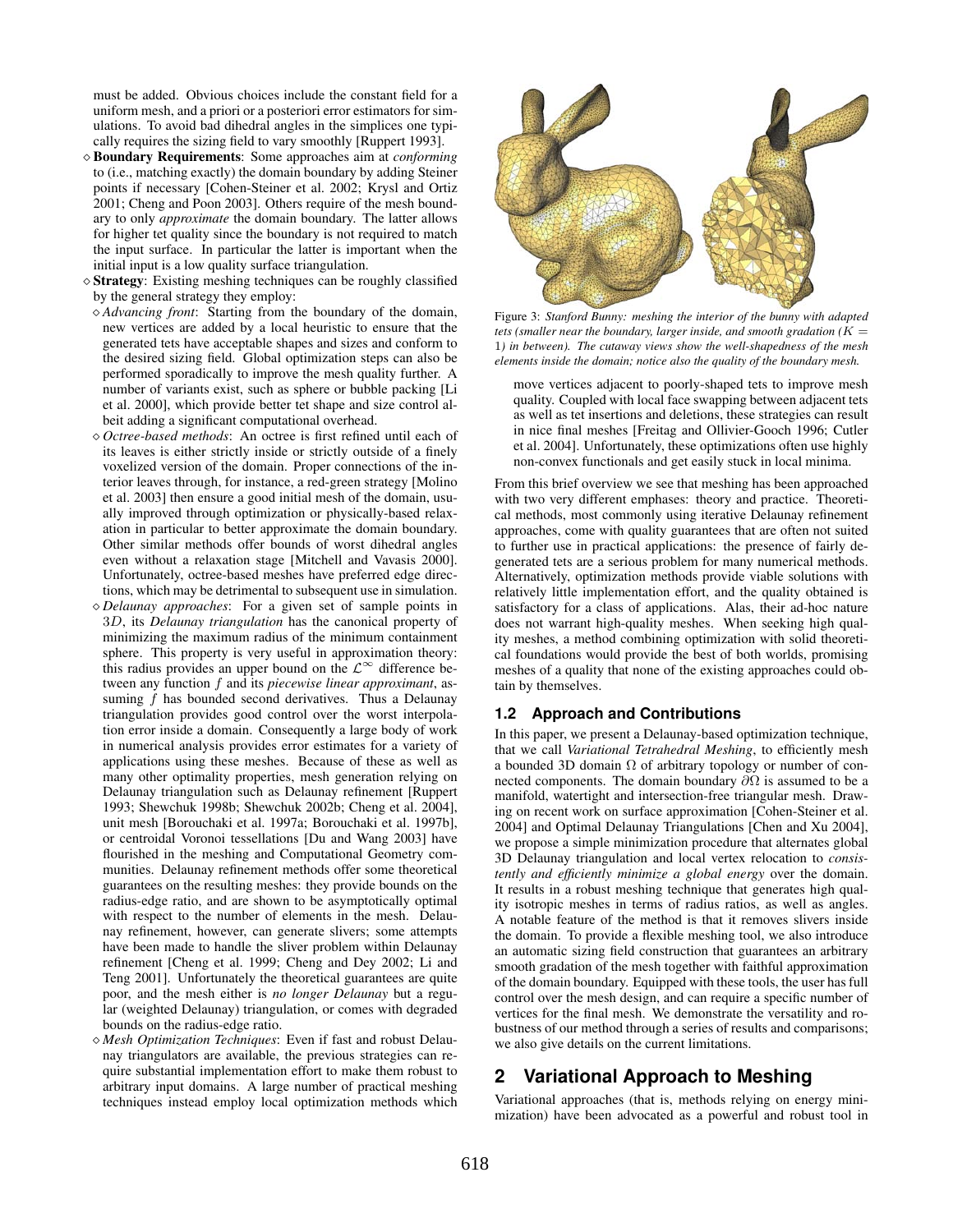must be added. Obvious choices include the constant field for a uniform mesh, and a priori or a posteriori error estimators for simulations. To avoid bad dihedral angles in the simplices one typically requires the sizing field to vary smoothly [Ruppert 1993].

- ◇ **Boundary Requirements**: Some approaches aim at *conforming* to (i.e., matching exactly) the domain boundary by adding Steiner points if necessary [Cohen-Steiner et al. 2002; Krysl and Ortiz 2001; Cheng and Poon 2003]. Others require of the mesh boundary to only *approximate* the domain boundary. The latter allows for higher tet quality since the boundary is not required to match the input surface. In particular the latter is important when the initial input is a low quality surface triangulation.
- ◇ **Strategy**: Existing meshing techniques can be roughly classified by the general strategy they employ:
  - ◇ *Advancing front*: Starting from the boundary of the domain, new vertices are added by a local heuristic to ensure that the generated tets have acceptable shapes and sizes and conform to the desired sizing field. Global optimization steps can also be performed sporadically to improve the mesh quality further. A number of variants exist, such as sphere or bubble packing [Li et al. 2000], which provide better tet shape and size control albeit adding a significant computational overhead.
  - ◇ *Octree-based methods*: An octree is first refined until each of its leaves is either strictly inside or strictly outside of a finely voxelized version of the domain. Proper connections of the interior leaves through, for instance, a red-green strategy [Molino et al. 2003] then ensure a good initial mesh of the domain, usually improved through optimization or physically-based relaxation in particular to better approximate the domain boundary. Other similar methods offer bounds of worst dihedral angles even without a relaxation stage [Mitchell and Vavasis 2000]. Unfortunately, octree-based meshes have preferred edge directions, which may be detrimental to subsequent use in simulation.
  - ◇ *Delaunay approaches*: For a given set of sample points in $3D$, its *Delaunay triangulation* has the canonical property of minimizing the maximum radius of the minimum containment sphere. This property is very useful in approximation theory: this radius provides an upper bound on the $\mathcal{L}^\infty$ difference between any function $f$ and its *piecewise linear approximant*, assuming $f$ has bounded second derivatives. Thus a Delaunay triangulation provides good control over the worst interpolation error inside a domain. Consequently a large body of work in numerical analysis provides error estimates for a variety of applications using these meshes. Because of these as well as many other optimality properties, mesh generation relying on Delaunay triangulation such as Delaunay refinement [Ruppert 1993; Shewchuk 1998b; Shewchuk 2002b; Cheng et al. 2004], unit mesh [Borouchaki et al. 1997a; Borouchaki et al. 1997b], or centroidal Voronoi tessellations [Du and Wang 2003] have flourished in the meshing and Computational Geometry communities. Delaunay refinement methods offer some theoretical guarantees on the resulting meshes: they provide bounds on the radius-edge ratio, and are shown to be asymptotically optimal with respect to the number of elements in the mesh. Delaunay refinement, however, can generate slivers; some attempts have been made to handle the sliver problem within Delaunay refinement [Cheng et al. 1999; Cheng and Dey 2002; Li and Teng 2001]. Unfortunately the theoretical guarantees are quite poor, and the mesh either is *no longer Delaunay* but a regular (weighted Delaunay) triangulation, or comes with degraded bounds on the radius-edge ratio.
  - ◇ *Mesh Optimization Techniques*: Even if fast and robust Delaunay triangulators are available, the previous strategies can require substantial implementation effort to make them robust to arbitrary input domains. A large number of practical meshing techniques instead employ local optimization methods which move vertices adjacent to poorly-shaped tets to improve mesh quality. Coupled with local face swapping between adjacent tets as well as tet insertions and deletions, these strategies can result in nice final meshes [Freitag and Ollivier-Gooch 1996; Cutler et al. 2004]. Unfortunately, these optimizations often use highly non-convex functionals and get easily stuck in local minima.

Figure 3: *Stanford Bunny: meshing the interior of the bunny with adapted tets (smaller near the boundary, larger inside, and smooth gradation ($K$ = 1) in between). The cutaway views show the well-shapedness of the mesh elements inside the domain; notice also the quality of the boundary mesh.*

From this brief overview we see that meshing has been approached with two very different emphases: theory and practice. Theoretical methods, most commonly using iterative Delaunay refinement approaches, come with quality guarantees that are often not suited to further use in practical applications: the presence of fairly degenerated tets are a serious problem for many numerical methods. Alternatively, optimization methods provide viable solutions with relatively little implementation effort, and the quality obtained is satisfactory for a class of applications. Alas, their ad-hoc nature does not warrant high-quality meshes. When seeking high quality meshes, a method combining optimization with solid theoretical foundations would provide the best of both worlds, promising meshes of a quality that none of the existing approaches could obtain by themselves.

### 1.2 Approach and Contributions

In this paper, we present a Delaunay-based optimization technique, that we call *Variational Tetrahedral Meshing*, to efficiently mesh a bounded 3D domain $\Omega$ of arbitrary topology or number of connected components. The domain boundary $\partial\Omega$ is assumed to be a manifold, watertight and intersection-free triangular mesh. Drawing on recent work on surface approximation [Cohen-Steiner et al. 2004] and Optimal Delaunay Triangulations [Chen and Xu 2004], we propose a simple minimization procedure that alternates global 3D Delaunay triangulation and local vertex relocation to *consistently and efficiently minimize a global energy* over the domain. It results in a robust meshing technique that generates high quality isotropic meshes in terms of radius ratios, as well as angles. A notable feature of the method is that it removes slivers inside the domain. To provide a flexible meshing tool, we also introduce an automatic sizing field construction that guarantees an arbitrary smooth gradation of the mesh together with faithful approximation of the domain boundary. Equipped with these tools, the user has full control over the mesh design, and can require a specific number of vertices for the final mesh. We demonstrate the versatility and robustness of our method through a series of results and comparisons; we also give details on the current limitations.

## 2 Variational Approach to Meshing

Variational approaches (that is, methods relying on energy minimization) have been advocated as a powerful and robust tool in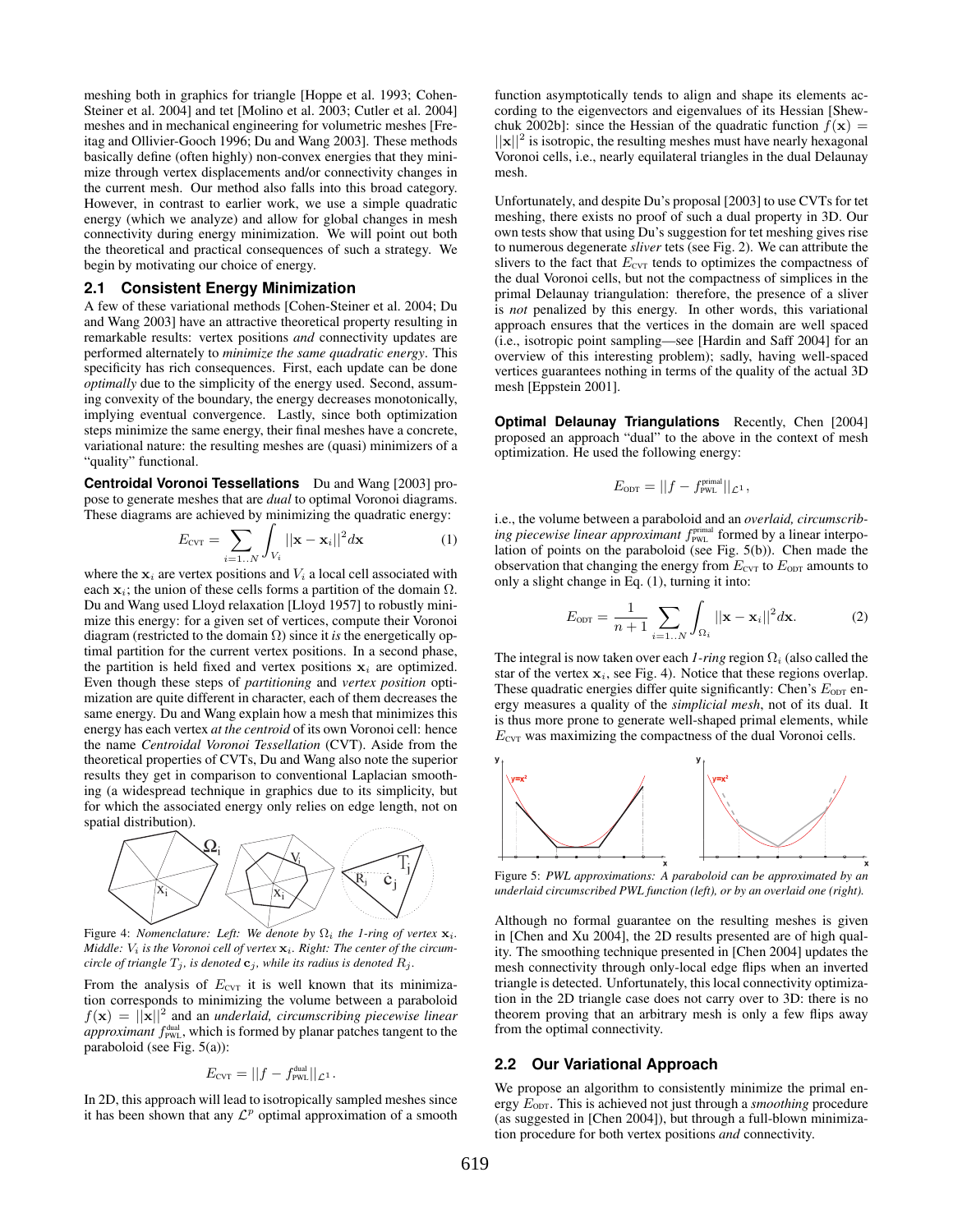meshing both in graphics for triangle [Hoppe et al. 1993; Cohen-Steiner et al. 2004] and tet [Molino et al. 2003; Cutler et al. 2004] meshes and in mechanical engineering for volumetric meshes [Freitag and Ollivier-Gooch 1996; Du and Wang 2003]. These methods basically define (often highly) non-convex energies that they minimize through vertex displacements and/or connectivity changes in the current mesh. Our method also falls into this broad category. However, in contrast to earlier work, we use a simple quadratic energy (which we analyze) and allow for global changes in mesh connectivity during energy minimization. We will point out both the theoretical and practical consequences of such a strategy. We begin by motivating our choice of energy.

## 2.1 Consistent Energy Minimization

A few of these variational methods [Cohen-Steiner et al. 2004; Du and Wang 2003] have an attractive theoretical property resulting in remarkable results: vertex positions *and* connectivity updates are performed alternately to *minimize the same quadratic energy*. This specificity has rich consequences. First, each update can be done *optimally* due to the simplicity of the energy used. Second, assuming convexity of the boundary, the energy decreases monotonically, implying eventual convergence. Lastly, since both optimization steps minimize the same energy, their final meshes have a concrete, variational nature: the resulting meshes are (quasi) minimizers of a "quality" functional.

**Centroidal Voronoi Tessellations** Du and Wang [2003] propose to generate meshes that are *dual* to optimal Voronoi diagrams. These diagrams are achieved by minimizing the quadratic energy:

$$E_{\text{CVT}} = \sum_{i=1..N} \int_{V_i} ||\mathbf{x} - \mathbf{x}_i||^2 d\mathbf{x} \tag{1}$$

where the $\mathbf{x}_i$ are vertex positions and $V_i$ a local cell associated with each $\mathbf{x}_i$; the union of these cells forms a partition of the domain $\Omega$. Du and Wang used Lloyd relaxation [Lloyd 1957] to robustly minimize this energy: for a given set of vertices, compute their Voronoi diagram (restricted to the domain $\Omega$) since it *is* the energetically optimal partition for the current vertex positions. In a second phase, the partition is held fixed and vertex positions $\mathbf{x}_i$ are optimized. Even though these steps of *partitioning* and *vertex position* optimization are quite different in character, each of them decreases the same energy. Du and Wang explain how a mesh that minimizes this energy has each vertex *at the centroid* of its own Voronoi cell: hence the name *Centroidal Voronoi Tessellation* (CVT). Aside from the theoretical properties of CVTs, Du and Wang also note the superior results they get in comparison to conventional Laplacian smoothing (a widespread technique in graphics due to its simplicity, but for which the associated energy only relies on edge length, not on spatial distribution).

Figure 4: *Nomenclature: Left: We denote by $\Omega_i$ the 1-ring of vertex $\mathbf{x}_i$. Middle: $V_i$ is the Voronoi cell of vertex $\mathbf{x}_i$. Right: The center of the circumcircle of triangle $T_j$, is denoted $\mathbf{c}_j$, while its radius is denoted $R_j$.*

From the analysis of $E_{\text{CVT}}$ it is well known that its minimization corresponds to minimizing the volume between a paraboloid $f(\mathbf{x}) = ||\mathbf{x}||^2$ and an *underlaid, circumscribing piecewise linear approximant* $f_{\text{PWL}}^{\text{dual}}$, which is formed by planar patches tangent to the paraboloid (see Fig. 5(a)):

$$E_{\text{CVT}} = ||f - f_{\text{PWL}}^{\text{dual}}||_{\mathcal{L}^1}.$$

In 2D, this approach will lead to isotropically sampled meshes since it has been shown that any $\mathcal{L}^p$ optimal approximation of a smooth function asymptotically tends to align and shape its elements according to the eigenvectors and eigenvalues of its Hessian [Shewchuk 2002b]: since the Hessian of the quadratic function $f(\mathbf{x}) = ||\mathbf{x}||^2$ is isotropic, the resulting meshes must have nearly hexagonal Voronoi cells, i.e., nearly equilateral triangles in the dual Delaunay mesh.

Unfortunately, and despite Du's proposal [2003] to use CVTs for tet meshing, there exists no proof of such a dual property in 3D. Our own tests show that using Du's suggestion for tet meshing gives rise to numerous degenerate *sliver* tets (see Fig. 2). We can attribute the slivers to the fact that $E_{\text{CVT}}$ tends to optimizes the compactness of the dual Voronoi cells, but not the compactness of simplices in the primal Delaunay triangulation: therefore, the presence of a sliver is *not* penalized by this energy. In other words, this variational approach ensures that the vertices in the domain are well spaced (i.e., isotropic point sampling—see [Hardin and Saff 2004] for an overview of this interesting problem); sadly, having well-spaced vertices guarantees nothing in terms of the quality of the actual 3D mesh [Eppstein 2001].

**Optimal Delaunay Triangulations** Recently, Chen [2004] proposed an approach "dual" to the above in the context of mesh optimization. He used the following energy:

$$E_{\text{ODT}} = ||f - f_{\text{PWL}}^{\text{primal}}||_{\mathcal{L}^1},$$

i.e., the volume between a paraboloid and an *overlaid, circumscribing piecewise linear approximant* $f_{\text{PWL}}^{\text{primal}}$ formed by a linear interpolation of points on the paraboloid (see Fig. 5(b)). Chen made the observation that changing the energy from $E_{\text{CVT}}$ to $E_{\text{ODT}}$ amounts to only a slight change in Eq. (1), turning it into:

$$E_{\text{ODT}} = \frac{1}{n+1} \sum_{i=1..N} \int_{\Omega_i} ||\mathbf{x} - \mathbf{x}_i||^2 d\mathbf{x}. \tag{2}$$

The integral is now taken over each *1-ring* region $\Omega_i$ (also called the star of the vertex $\mathbf{x}_i$, see Fig. 4). Notice that these regions overlap. These quadratic energies differ quite significantly: Chen's $E_{\text{ODT}}$ energy measures a quality of the *simplicial mesh*, not of its dual. It is thus more prone to generate well-shaped primal elements, while $E_{\text{CVT}}$ was maximizing the compactness of the dual Voronoi cells.

Figure 5: *PWL approximations: A paraboloid can be approximated by an underlaid circumscribed PWL function (left), or by an overlaid one (right).*

Although no formal guarantee on the resulting meshes is given in [Chen and Xu 2004], the 2D results presented are of high quality. The smoothing technique presented in [Chen 2004] updates the mesh connectivity through only-local edge flips when an inverted triangle is detected. Unfortunately, this local connectivity optimization in the 2D triangle case does not carry over to 3D: there is no theorem proving that an arbitrary mesh is only a few flips away from the optimal connectivity.

## 2.2 Our Variational Approach

We propose an algorithm to consistently minimize the primal energy $E_{\text{ODT}}$. This is achieved not just through a *smoothing* procedure (as suggested in [Chen 2004]), but through a full-blown minimization procedure for both vertex positions *and* connectivity.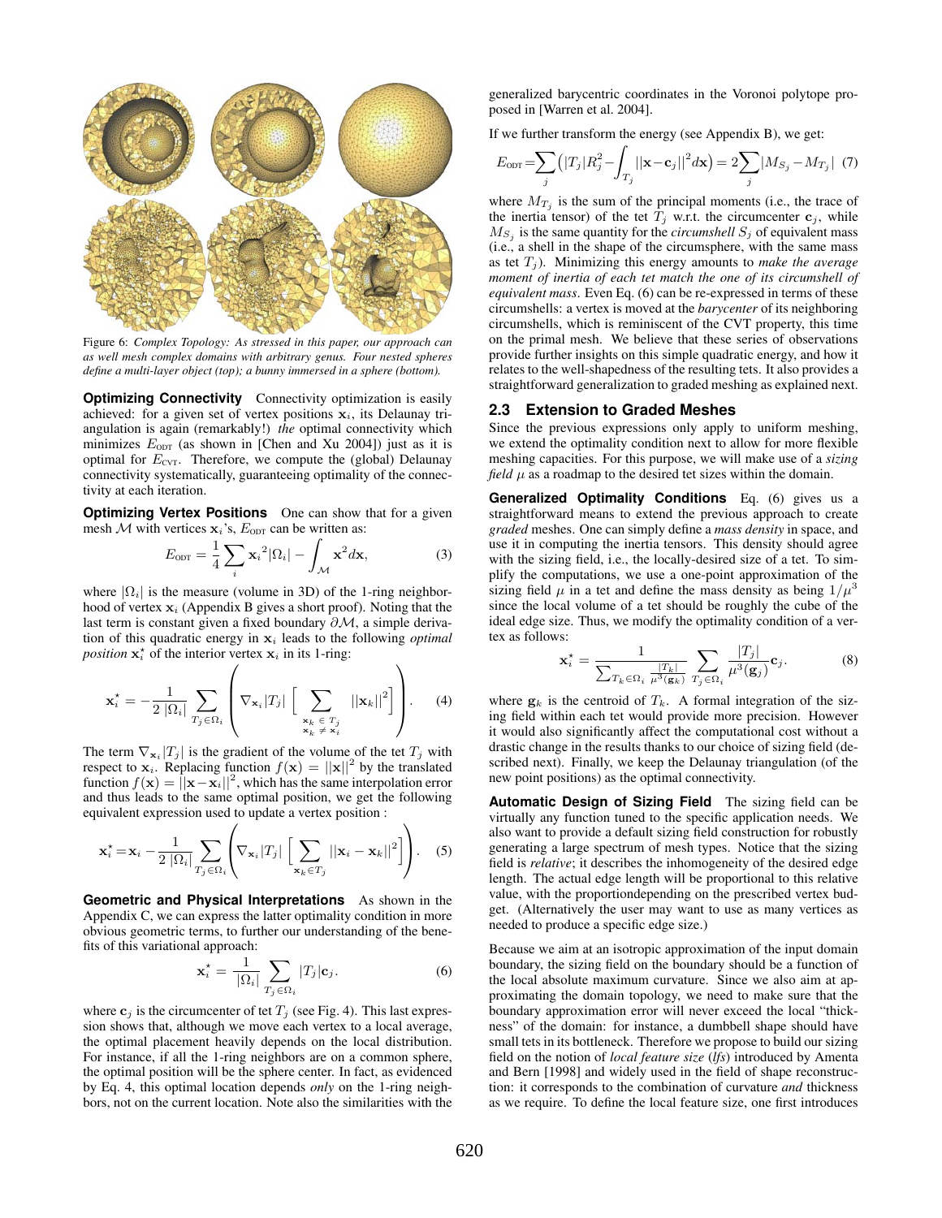Figure 6: *Complex Topology: As stressed in this paper, our approach can as well mesh complex domains with arbitrary genus. Four nested spheres define a multi-layer object (top); a bunny immersed in a sphere (bottom).*

**Optimizing Connectivity** Connectivity optimization is easily achieved: for a given set of vertex positions $\mathbf{x}_i$, its Delaunay triangulation is again (remarkably!) *the* optimal connectivity which minimizes $E_{\text{ODT}}$ (as shown in [Chen and Xu 2004]) just as it is optimal for $E_{\text{CVT}}$. Therefore, we compute the (global) Delaunay connectivity systematically, guaranteeing optimality of the connectivity at each iteration.

**Optimizing Vertex Positions** One can show that for a given mesh $\mathcal{M}$ with vertices $\mathbf{x}_i$'s, $E_{\text{ODT}}$ can be written as:

$$E_{\text{ODT}} = \frac{1}{4}\sum_i \mathbf{x}_i{}^2|\Omega_i| - \int_{\mathcal{M}} \mathbf{x}^2 d\mathbf{x}, \tag{3}$$

where $|\Omega_i|$ is the measure (volume in 3D) of the 1-ring neighborhood of vertex $\mathbf{x}_i$ (Appendix B gives a short proof). Noting that the last term is constant given a fixed boundary $\partial\mathcal{M}$, a simple derivation of this quadratic energy in $\mathbf{x}_i$ leads to the following *optimal position* $\mathbf{x}_i^\star$ of the interior vertex $\mathbf{x}_i$ in its 1-ring:

$$\mathbf{x}_i^\star = -\frac{1}{2\,|\Omega_i|}\sum_{T_j\in\Omega_i}\left(\nabla_{\mathbf{x}_i}|T_j|\left[\sum_{\substack{\mathbf{x}_k\,\in\,T_j\\ \mathbf{x}_k\,\neq\,\mathbf{x}_i}}||\mathbf{x}_k||^2\right]\right). \tag{4}$$

The term $\nabla_{\mathbf{x}_i}|T_j|$ is the gradient of the volume of the tet $T_j$ with respect to $\mathbf{x}_i$. Replacing function $f(\mathbf{x}) = ||\mathbf{x}||^2$ by the translated function $f(\mathbf{x}) = ||\mathbf{x}-\mathbf{x}_i||^2$, which has the same interpolation error and thus leads to the same optimal position, we get the following equivalent expression used to update a vertex position :

$$\mathbf{x}_i^\star = \mathbf{x}_i - \frac{1}{2\,|\Omega_i|}\sum_{T_j\in\Omega_i}\left(\nabla_{\mathbf{x}_i}|T_j|\left[\sum_{\mathbf{x}_k\in T_j}||\mathbf{x}_i-\mathbf{x}_k||^2\right]\right). \tag{5}$$

**Geometric and Physical Interpretations** As shown in the Appendix C, we can express the latter optimality condition in more obvious geometric terms, to further our understanding of the benefits of this variational approach:

$$\mathbf{x}_i^\star = \frac{1}{|\Omega_i|}\sum_{T_j\in\Omega_i}|T_j|\mathbf{c}_j. \tag{6}$$

where $\mathbf{c}_j$ is the circumcenter of tet $T_j$ (see Fig. 4). This last expression shows that, although we move each vertex to a local average, the optimal placement heavily depends on the local distribution. For instance, if all the 1-ring neighbors are on a common sphere, the optimal position will be the sphere center. In fact, as evidenced by Eq. 4, this optimal location depends *only* on the 1-ring neighbors, not on the current location. Note also the similarities with the generalized barycentric coordinates in the Voronoi polytope proposed in [Warren et al. 2004].

If we further transform the energy (see Appendix B), we get:

$$E_{\text{ODT}} = \sum_j\left(|T_j|R_j^2 - \int_{T_j}||\mathbf{x}-\mathbf{c}_j||^2 d\mathbf{x}\right) = 2\sum_j|M_{S_j} - M_{T_j}| \tag{7}$$

where $M_{T_j}$ is the sum of the principal moments (i.e., the trace of the inertia tensor) of the tet $T_j$ w.r.t. the circumcenter $\mathbf{c}_j$, while $M_{S_j}$ is the same quantity for the *circumshell* $S_j$ of equivalent mass (i.e., a shell in the shape of the circumsphere, with the same mass as tet $T_j$). Minimizing this energy amounts to *make the average moment of inertia of each tet match the one of its circumshell of equivalent mass*. Even Eq. (6) can be re-expressed in terms of these circumshells: a vertex is moved at the *barycenter* of its neighboring circumshells, which is reminiscent of the CVT property, this time on the primal mesh. We believe that these series of observations provide further insights on this simple quadratic energy, and how it relates to the well-shapedness of the resulting tets. It also provides a straightforward generalization to graded meshing as explained next.

## 2.3 Extension to Graded Meshes

Since the previous expressions only apply to uniform meshing, we extend the optimality condition next to allow for more flexible meshing capacities. For this purpose, we will make use of a *sizing field* $\mu$ as a roadmap to the desired tet sizes within the domain.

**Generalized Optimality Conditions** Eq. (6) gives us a straightforward means to extend the previous approach to create *graded* meshes. One can simply define a *mass density* in space, and use it in computing the inertia tensors. This density should agree with the sizing field, i.e., the locally-desired size of a tet. To simplify the computations, we use a one-point approximation of the sizing field $\mu$ in a tet and define the mass density as being $1/\mu^3$ since the local volume of a tet should be roughly the cube of the ideal edge size. Thus, we modify the optimality condition of a vertex as follows:

$$\mathbf{x}_i^\star = \frac{1}{\sum_{T_k\in\Omega_i}\frac{|T_k|}{\mu^3(\mathbf{g}_k)}}\sum_{T_j\in\Omega_i}\frac{|T_j|}{\mu^3(\mathbf{g}_j)}\mathbf{c}_j. \tag{8}$$

where $\mathbf{g}_k$ is the centroid of $T_k$. A formal integration of the sizing field within each tet would provide more precision. However it would also significantly affect the computational cost without a drastic change in the results thanks to our choice of sizing field (described next). Finally, we keep the Delaunay triangulation (of the new point positions) as the optimal connectivity.

**Automatic Design of Sizing Field** The sizing field can be virtually any function tuned to the specific application needs. We also want to provide a default sizing field construction for robustly generating a large spectrum of mesh types. Notice that the sizing field is *relative*; it describes the inhomogeneity of the desired edge length. The actual edge length will be proportional to this relative value, with the proportiondepending on the prescribed vertex budget. (Alternatively the user may want to use as many vertices as needed to produce a specific edge size.)

Because we aim at an isotropic approximation of the input domain boundary, the sizing field on the boundary should be a function of the local absolute maximum curvature. Since we also aim at approximating the domain topology, we need to make sure that the boundary approximation error will never exceed the local "thickness" of the domain: for instance, a dumbbell shape should have small tets in its bottleneck. Therefore we propose to build our sizing field on the notion of *local feature size* (*lfs*) introduced by Amenta and Bern [1998] and widely used in the field of shape reconstruction: it corresponds to the combination of curvature *and* thickness as we require. To define the local feature size, one first introduces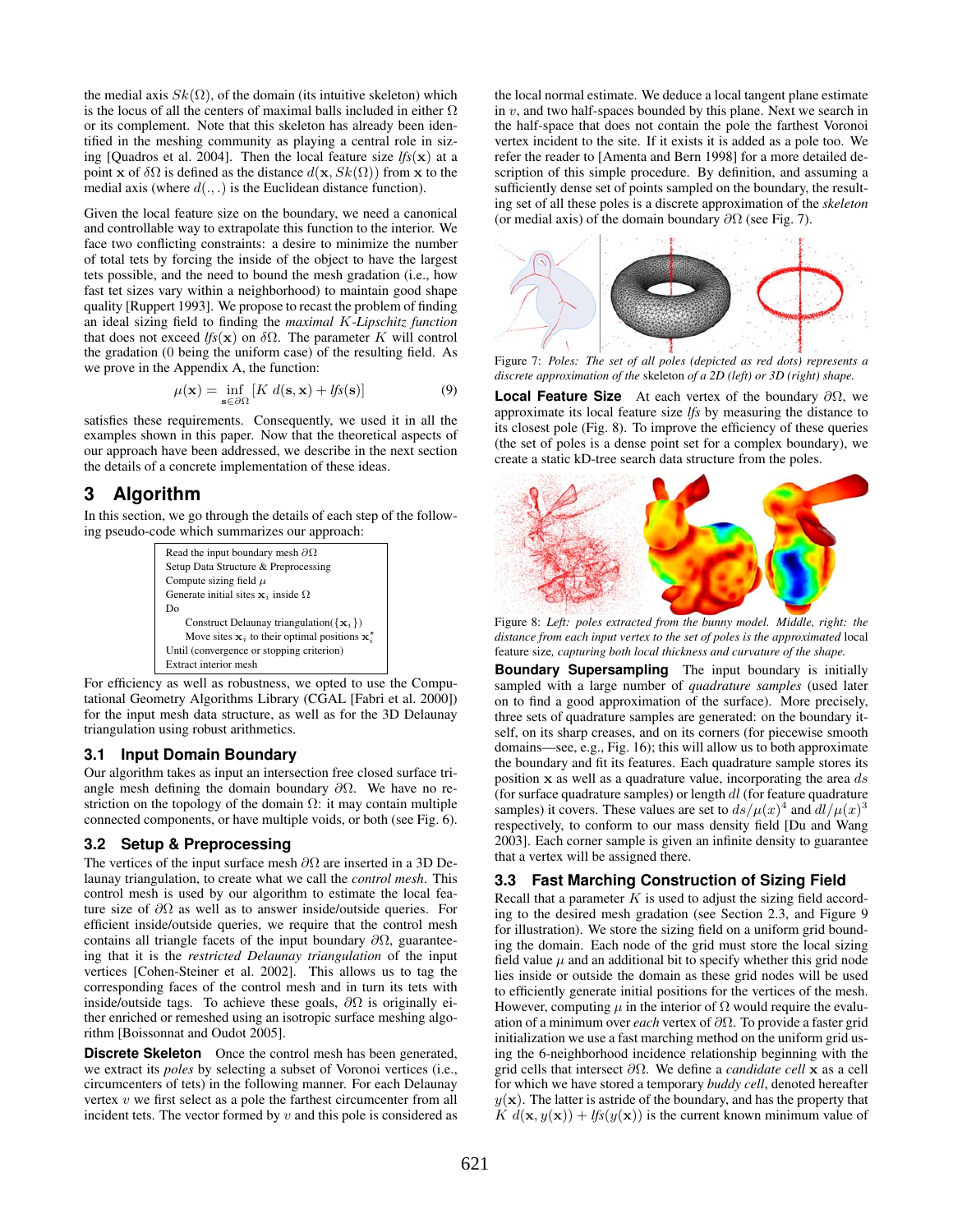the medial axis $Sk(\Omega)$, of the domain (its intuitive skeleton) which is the locus of all the centers of maximal balls included in either $\Omega$ or its complement. Note that this skeleton has already been identified in the meshing community as playing a central role in sizing [Quadros et al. 2004]. Then the local feature size $lfs(\mathbf{x})$ at a point $\mathbf{x}$ of $\delta\Omega$ is defined as the distance $d(\mathbf{x}, Sk(\Omega))$ from $\mathbf{x}$ to the medial axis (where $d(.,.)$ is the Euclidean distance function).

Given the local feature size on the boundary, we need a canonical and controllable way to extrapolate this function to the interior. We face two conflicting constraints: a desire to minimize the number of total tets by forcing the inside of the object to have the largest tets possible, and the need to bound the mesh gradation (i.e., how fast tet sizes vary within a neighborhood) to maintain good shape quality [Ruppert 1993]. We propose to recast the problem of finding an ideal sizing field to finding the *maximal K-Lipschitz function* that does not exceed $lfs(\mathbf{x})$ on $\delta\Omega$. The parameter $K$ will control the gradation (0 being the uniform case) of the resulting field. As we prove in the Appendix A, the function:

$$\mu(\mathbf{x}) = \inf_{\mathbf{s}\in\partial\Omega} \left[K\ d(\mathbf{s}, \mathbf{x}) + lfs(\mathbf{s})\right] \tag{9}$$

satisfies these requirements. Consequently, we used it in all the examples shown in this paper. Now that the theoretical aspects of our approach have been addressed, we describe in the next section the details of a concrete implementation of these ideas.

## 3 Algorithm

In this section, we go through the details of each step of the following pseudo-code which summarizes our approach:

```
Read the input boundary mesh ∂Ω
Setup Data Structure & Preprocessing
Compute sizing field μ
Generate initial sites x_i inside Ω
Do
    Construct Delaunay triangulation({x_i})
    Move sites x_i to their optimal positions x_i*
Until (convergence or stopping criterion)
Extract interior mesh
```

For efficiency as well as robustness, we opted to use the Computational Geometry Algorithms Library (CGAL [Fabri et al. 2000]) for the input mesh data structure, as well as for the 3D Delaunay triangulation using robust arithmetics.

### 3.1 Input Domain Boundary

Our algorithm takes as input an intersection free closed surface triangle mesh defining the domain boundary $\partial\Omega$. We have no restriction on the topology of the domain $\Omega$: it may contain multiple connected components, or have multiple voids, or both (see Fig. 6).

### 3.2 Setup & Preprocessing

The vertices of the input surface mesh $\partial\Omega$ are inserted in a 3D Delaunay triangulation, to create what we call the *control mesh*. This control mesh is used by our algorithm to estimate the local feature size of $\partial\Omega$ as well as to answer inside/outside queries. For efficient inside/outside queries, we require that the control mesh contains all triangle facets of the input boundary $\partial\Omega$, guaranteeing that it is the *restricted Delaunay triangulation* of the input vertices [Cohen-Steiner et al. 2002]. This allows us to tag the corresponding faces of the control mesh and in turn its tets with inside/outside tags. To achieve these goals, $\partial\Omega$ is originally either enriched or remeshed using an isotropic surface meshing algorithm [Boissonnat and Oudot 2005].

**Discrete Skeleton** Once the control mesh has been generated, we extract its *poles* by selecting a subset of Voronoi vertices (i.e., circumcenters of tets) in the following manner. For each Delaunay vertex $v$ we first select as a pole the farthest circumcenter from all incident tets. The vector formed by $v$ and this pole is considered as the local normal estimate. We deduce a local tangent plane estimate in $v$, and two half-spaces bounded by this plane. Next we search in the half-space that does not contain the pole the farthest Voronoi vertex incident to the site. If it exists it is added as a pole too. We refer the reader to [Amenta and Bern 1998] for a more detailed description of this simple procedure. By definition, and assuming a sufficiently dense set of points sampled on the boundary, the resulting set of all these poles is a discrete approximation of the *skeleton* (or medial axis) of the domain boundary $\partial\Omega$ (see Fig. 7).

Figure 7: *Poles: The set of all poles (depicted as red dots) represents a discrete approximation of the* skeleton *of a 2D (left) or 3D (right) shape.*

**Local Feature Size** At each vertex of the boundary $\partial\Omega$, we approximate its local feature size *lfs* by measuring the distance to its closest pole (Fig. 8). To improve the efficiency of these queries (the set of poles is a dense point set for a complex boundary), we create a static kD-tree search data structure from the poles.

Figure 8: *Left: poles extracted from the bunny model. Middle, right: the distance from each input vertex to the set of poles is the approximated* local feature size, *capturing both local thickness and curvature of the shape.*

**Boundary Supersampling** The input boundary is initially sampled with a large number of *quadrature samples* (used later on to find a good approximation of the surface). More precisely, three sets of quadrature samples are generated: on the boundary itself, on its sharp creases, and on its corners (for piecewise smooth domains—see, e.g., Fig. 16); this will allow us to both approximate the boundary and fit its features. Each quadrature sample stores its position $\mathbf{x}$ as well as a quadrature value, incorporating the area $ds$ (for surface quadrature samples) or length $dl$ (for feature quadrature samples) it covers. These values are set to $ds/\mu(x)^4$ and $dl/\mu(x)^3$ respectively, to conform to our mass density field [Du and Wang 2003]. Each corner sample is given an infinite density to guarantee that a vertex will be assigned there.

### 3.3 Fast Marching Construction of Sizing Field

Recall that a parameter $K$ is used to adjust the sizing field according to the desired mesh gradation (see Section 2.3, and Figure 9 for illustration). We store the sizing field on a uniform grid bounding the domain. Each node of the grid must store the local sizing field value $\mu$ and an additional bit to specify whether this grid node lies inside or outside the domain as these grid nodes will be used to efficiently generate initial positions for the vertices of the mesh. However, computing $\mu$ in the interior of $\Omega$ would require the evaluation of a minimum over *each* vertex of $\partial\Omega$. To provide a faster grid initialization we use a fast marching method on the uniform grid using the 6-neighborhood incidence relationship beginning with the grid cells that intersect $\partial\Omega$. We define a *candidate cell* $\mathbf{x}$ as a cell for which we have stored a temporary *buddy cell*, denoted hereafter $y(\mathbf{x})$. The latter is astride of the boundary, and has the property that $K\ d(\mathbf{x}, y(\mathbf{x})) + lfs(y(\mathbf{x}))$ is the current known minimum value of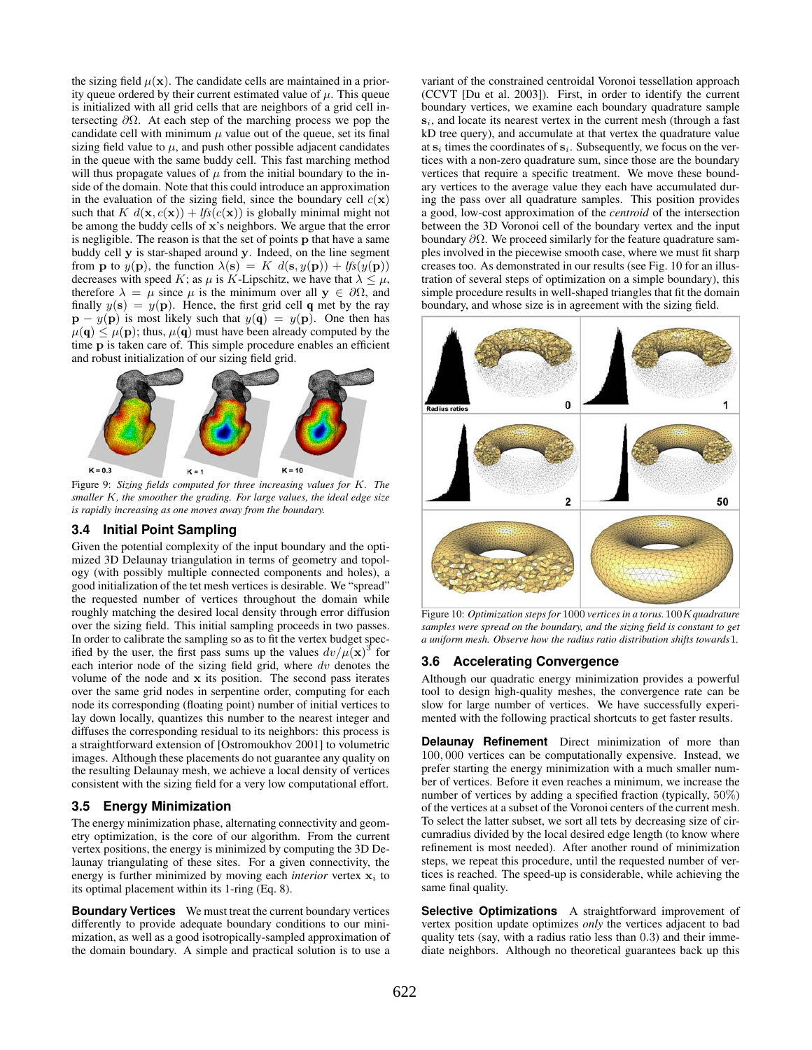the sizing field $\mu(\mathbf{x})$. The candidate cells are maintained in a priority queue ordered by their current estimated value of $\mu$. This queue is initialized with all grid cells that are neighbors of a grid cell intersecting $\partial\Omega$. At each step of the marching process we pop the candidate cell with minimum $\mu$ value out of the queue, set its final sizing field value to $\mu$, and push other possible adjacent candidates in the queue with the same buddy cell. This fast marching method will thus propagate values of $\mu$ from the initial boundary to the inside of the domain. Note that this could introduce an approximation in the evaluation of the sizing field, since the boundary cell $c(\mathbf{x})$ such that $K\ d(\mathbf{x}, c(\mathbf{x})) + \mathit{lfs}(c(\mathbf{x}))$ is globally minimal might not be among the buddy cells of $\mathbf{x}$'s neighbors. We argue that the error is negligible. The reason is that the set of points $\mathbf{p}$ that have a same buddy cell $\mathbf{y}$ is star-shaped around $\mathbf{y}$. Indeed, on the line segment from $\mathbf{p}$ to $y(\mathbf{p})$, the function $\lambda(\mathbf{s}) = K\ d(\mathbf{s}, y(\mathbf{p})) + \mathit{lfs}(y(\mathbf{p}))$ decreases with speed $K$; as $\mu$ is $K$-Lipschitz, we have that $\lambda \leq \mu$, therefore $\lambda = \mu$ since $\mu$ is the minimum over all $\mathbf{y} \in \partial\Omega$, and finally $y(\mathbf{s}) = y(\mathbf{p})$. Hence, the first grid cell $\mathbf{q}$ met by the ray $\mathbf{p} - y(\mathbf{p})$ is most likely such that $y(\mathbf{q}) = y(\mathbf{p})$. One then has $\mu(\mathbf{q}) \leq \mu(\mathbf{p})$; thus, $\mu(\mathbf{q})$ must have been already computed by the time $\mathbf{p}$ is taken care of. This simple procedure enables an efficient and robust initialization of our sizing field grid.

Figure 9: *Sizing fields computed for three increasing values for $K$. The smaller $K$, the smoother the grading. For large values, the ideal edge size is rapidly increasing as one moves away from the boundary.*

### 3.4 Initial Point Sampling

Given the potential complexity of the input boundary and the optimized 3D Delaunay triangulation in terms of geometry and topology (with possibly multiple connected components and holes), a good initialization of the tet mesh vertices is desirable. We "spread" the requested number of vertices throughout the domain while roughly matching the desired local density through error diffusion over the sizing field. This initial sampling proceeds in two passes. In order to calibrate the sampling so as to fit the vertex budget specified by the user, the first pass sums up the values $dv/\mu(\mathbf{x})^3$ for each interior node of the sizing field grid, where $dv$ denotes the volume of the node and $\mathbf{x}$ its position. The second pass iterates over the same grid nodes in serpentine order, computing for each node its corresponding (floating point) number of initial vertices to lay down locally, quantizes this number to the nearest integer and diffuses the corresponding residual to its neighbors: this process is a straightforward extension of [Ostromoukhov 2001] to volumetric images. Although these placements do not guarantee any quality on the resulting Delaunay mesh, we achieve a local density of vertices consistent with the sizing field for a very low computational effort.

### 3.5 Energy Minimization

The energy minimization phase, alternating connectivity and geometry optimization, is the core of our algorithm. From the current vertex positions, the energy is minimized by computing the 3D Delaunay triangulating of these sites. For a given connectivity, the energy is further minimized by moving each *interior* vertex $\mathbf{x}_i$ to its optimal placement within its 1-ring (Eq. 8).

**Boundary Vertices** We must treat the current boundary vertices differently to provide adequate boundary conditions to our minimization, as well as a good isotropically-sampled approximation of the domain boundary. A simple and practical solution is to use a variant of the constrained centroidal Voronoi tessellation approach (CCVT [Du et al. 2003]). First, in order to identify the current boundary vertices, we examine each boundary quadrature sample $\mathbf{s}_i$, and locate its nearest vertex in the current mesh (through a fast kD tree query), and accumulate at that vertex the quadrature value at $\mathbf{s}_i$ times the coordinates of $\mathbf{s}_i$. Subsequently, we focus on the vertices with a non-zero quadrature sum, since those are the boundary vertices that require a specific treatment. We move these boundary vertices to the average value they each have accumulated during the pass over all quadrature samples. This position provides a good, low-cost approximation of the *centroid* of the intersection between the 3D Voronoi cell of the boundary vertex and the input boundary $\partial\Omega$. We proceed similarly for the feature quadrature samples involved in the piecewise smooth case, where we must fit sharp creases too. As demonstrated in our results (see Fig. 10 for an illustration of several steps of optimization on a simple boundary), this simple procedure results in well-shaped triangles that fit the domain boundary, and whose size is in agreement with the sizing field.

Figure 10: *Optimization steps for 1000 vertices in a torus. 100K quadrature samples were spread on the boundary, and the sizing field is constant to get a uniform mesh. Observe how the radius ratio distribution shifts towards 1.*

### 3.6 Accelerating Convergence

Although our quadratic energy minimization provides a powerful tool to design high-quality meshes, the convergence rate can be slow for large number of vertices. We have successfully experimented with the following practical shortcuts to get faster results.

**Delaunay Refinement** Direct minimization of more than 100,000 vertices can be computationally expensive. Instead, we prefer starting the energy minimization with a much smaller number of vertices. Before it even reaches a minimum, we increase the number of vertices by adding a specified fraction (typically, 50%) of the vertices at a subset of the Voronoi centers of the current mesh. To select the latter subset, we sort all tets by decreasing size of circumradius divided by the local desired edge length (to know where refinement is most needed). After another round of minimization steps, we repeat this procedure, until the requested number of vertices is reached. The speed-up is considerable, while achieving the same final quality.

**Selective Optimizations** A straightforward improvement of vertex position update optimizes *only* the vertices adjacent to bad quality tets (say, with a radius ratio less than 0.3) and their immediate neighbors. Although no theoretical guarantees back up this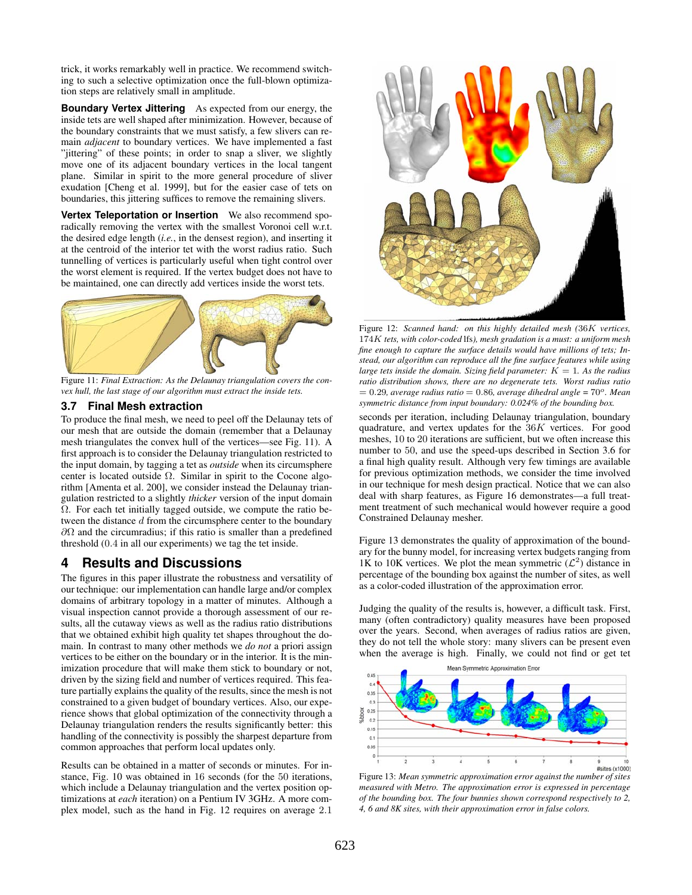trick, it works remarkably well in practice. We recommend switching to such a selective optimization once the full-blown optimization steps are relatively small in amplitude.

**Boundary Vertex Jittering** As expected from our energy, the inside tets are well shaped after minimization. However, because of the boundary constraints that we must satisfy, a few slivers can remain *adjacent* to boundary vertices. We have implemented a fast "jittering" of these points; in order to snap a sliver, we slightly move one of its adjacent boundary vertices in the local tangent plane. Similar in spirit to the more general procedure of sliver exudation [Cheng et al. 1999], but for the easier case of tets on boundaries, this jittering suffices to remove the remaining slivers.

**Vertex Teleportation or Insertion** We also recommend sporadically removing the vertex with the smallest Voronoi cell w.r.t. the desired edge length (*i.e.*, in the densest region), and inserting it at the centroid of the interior tet with the worst radius ratio. Such tunnelling of vertices is particularly useful when tight control over the worst element is required. If the vertex budget does not have to be maintained, one can directly add vertices inside the worst tets.

Figure 11: *Final Extraction: As the Delaunay triangulation covers the convex hull, the last stage of our algorithm must extract the inside tets.*

### 3.7 Final Mesh extraction

To produce the final mesh, we need to peel off the Delaunay tets of our mesh that are outside the domain (remember that a Delaunay mesh triangulates the convex hull of the vertices—see Fig. 11). A first approach is to consider the Delaunay triangulation restricted to the input domain, by tagging a tet as *outside* when its circumsphere center is located outside $\Omega$. Similar in spirit to the Cocone algorithm [Amenta et al. 200], we consider instead the Delaunay triangulation restricted to a slightly *thicker* version of the input domain $\Omega$. For each tet initially tagged outside, we compute the ratio between the distance $d$ from the circumsphere center to the boundary $\partial\Omega$ and the circumradius; if this ratio is smaller than a predefined threshold (0.4 in all our experiments) we tag the tet inside.

## 4 Results and Discussions

The figures in this paper illustrate the robustness and versatility of our technique: our implementation can handle large and/or complex domains of arbitrary topology in a matter of minutes. Although a visual inspection cannot provide a thorough assessment of our results, all the cutaway views as well as the radius ratio distributions that we obtained exhibit high quality tet shapes throughout the domain. In contrast to many other methods we *do not* a priori assign vertices to be either on the boundary or in the interior. It is the minimization procedure that will make them stick to boundary or not, driven by the sizing field and number of vertices required. This feature partially explains the quality of the results, since the mesh is not constrained to a given budget of boundary vertices. Also, our experience shows that global optimization of the connectivity through a Delaunay triangulation renders the results significantly better: this handling of the connectivity is possibly the sharpest departure from common approaches that perform local updates only.

Results can be obtained in a matter of seconds or minutes. For instance, Fig. 10 was obtained in 16 seconds (for the 50 iterations, which include a Delaunay triangulation and the vertex position optimizations at *each* iteration) on a Pentium IV 3GHz. A more complex model, such as the hand in Fig. 12 requires on average 2.1 seconds per iteration, including Delaunay triangulation, boundary quadrature, and vertex updates for the $36K$ vertices. For good meshes, 10 to 20 iterations are sufficient, but we often increase this number to 50, and use the speed-ups described in Section 3.6 for a final high quality result. Although very few timings are available for previous optimization methods, we consider the time involved in our technique for mesh design practical. Notice that we can also deal with sharp features, as Figure 16 demonstrates—a full treatment treatment of such mechanical would however require a good Constrained Delaunay mesher.

Figure 12: *Scanned hand: on this highly detailed mesh ($36K$ vertices, $174K$ tets, with color-coded* lfs*), mesh gradation is a must: a uniform mesh fine enough to capture the surface details would have millions of tets; Instead, our algorithm can reproduce all the fine surface features while using large tets inside the domain. Sizing field parameter: $K = 1$. As the radius ratio distribution shows, there are no degenerate tets. Worst radius ratio $= 0.29$, average radius ratio $= 0.86$, average dihedral angle $= 70^o$. Mean symmetric distance from input boundary: 0.024% of the bounding box.*

Figure 13 demonstrates the quality of approximation of the boundary for the bunny model, for increasing vertex budgets ranging from 1K to 10K vertices. We plot the mean symmetric ($\mathcal{L}^2$) distance in percentage of the bounding box against the number of sites, as well as a color-coded illustration of the approximation error.

Judging the quality of the results is, however, a difficult task. First, many (often contradictory) quality measures have been proposed over the years. Second, when averages of radius ratios are given, they do not tell the whole story: many slivers can be present even when the average is high. Finally, we could not find or get tet

Figure 13: *Mean symmetric approximation error against the number of sites measured with Metro. The approximation error is expressed in percentage of the bounding box. The four bunnies shown correspond respectively to 2, 4, 6 and 8K sites, with their approximation error in false colors.*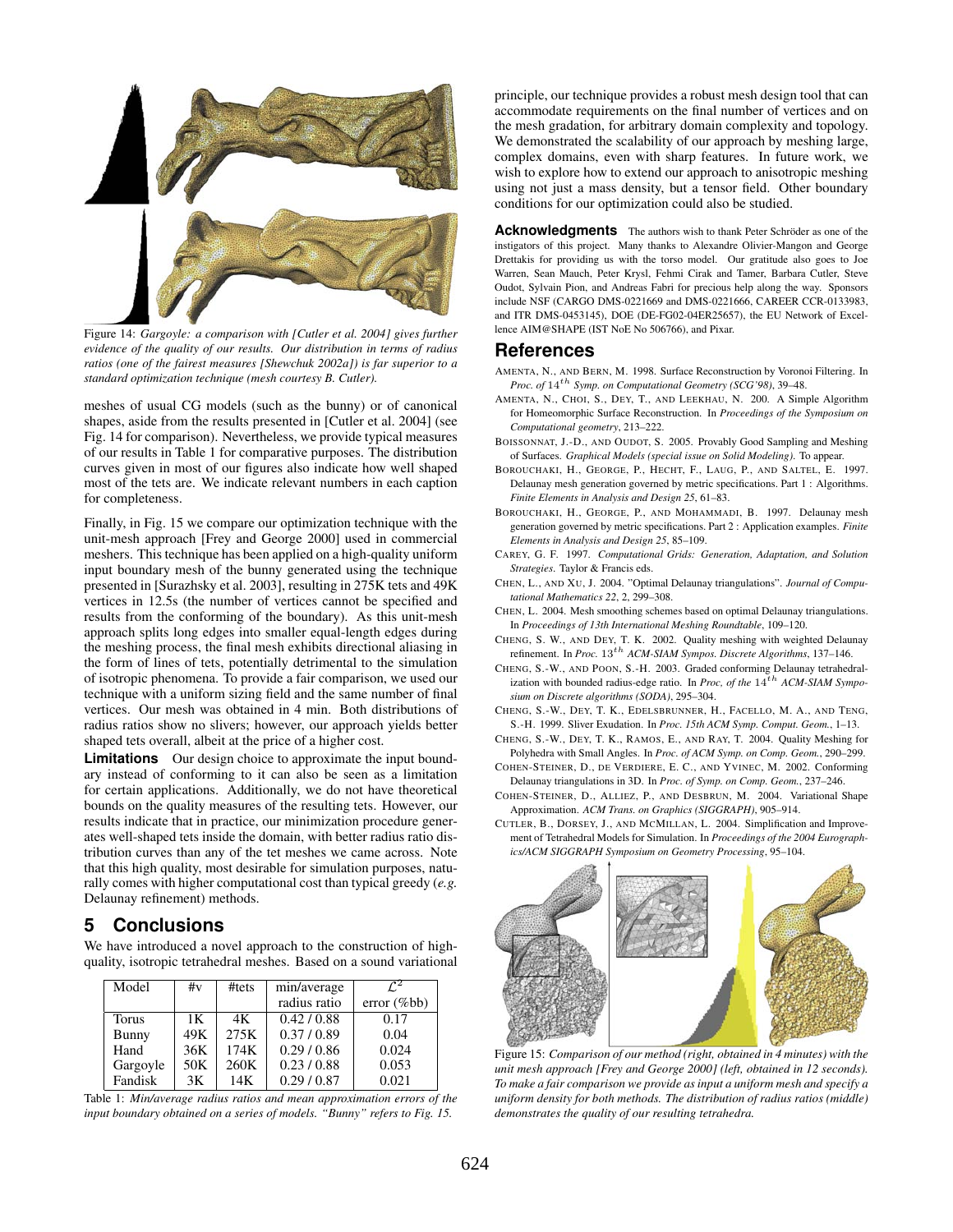Figure 14: *Gargoyle: a comparison with [Cutler et al. 2004] gives further evidence of the quality of our results. Our distribution in terms of radius ratios (one of the fairest measures [Shewchuk 2002a]) is far superior to a standard optimization technique (mesh courtesy B. Cutler).*

meshes of usual CG models (such as the bunny) or of canonical shapes, aside from the results presented in [Cutler et al. 2004] (see Fig. 14 for comparison). Nevertheless, we provide typical measures of our results in Table 1 for comparative purposes. The distribution curves given in most of our figures also indicate how well shaped most of the tets are. We indicate relevant numbers in each caption for completeness.

Finally, in Fig. 15 we compare our optimization technique with the unit-mesh approach [Frey and George 2000] used in commercial meshers. This technique has been applied on a high-quality uniform input boundary mesh of the bunny generated using the technique presented in [Surazhsky et al. 2003], resulting in 275K tets and 49K vertices in 12.5s (the number of vertices cannot be specified and results from the conforming of the boundary). As this unit-mesh approach splits long edges into smaller equal-length edges during the meshing process, the final mesh exhibits directional aliasing in the form of lines of tets, potentially detrimental to the simulation of isotropic phenomena. To provide a fair comparison, we used our technique with a uniform sizing field and the same number of final vertices. Our mesh was obtained in 4 min. Both distributions of radius ratios show no slivers; however, our approach yields better shaped tets overall, albeit at the price of a higher cost.

**Limitations** Our design choice to approximate the input boundary instead of conforming to it can also be seen as a limitation for certain applications. Additionally, we do not have theoretical bounds on the quality measures of the resulting tets. However, our results indicate that in practice, our minimization procedure generates well-shaped tets inside the domain, with better radius ratio distribution curves than any of the tet meshes we came across. Note that this high quality, most desirable for simulation purposes, naturally comes with higher computational cost than typical greedy (*e.g.* Delaunay refinement) methods.

## 5 Conclusions

We have introduced a novel approach to the construction of high-quality, isotropic tetrahedral meshes. Based on a sound variational principle, our technique provides a robust mesh design tool that can accommodate requirements on the final number of vertices and on the mesh gradation, for arbitrary domain complexity and topology. We demonstrated the scalability of our approach by meshing large, complex domains, even with sharp features. In future work, we wish to explore how to extend our approach to anisotropic meshing using not just a mass density, but a tensor field. Other boundary conditions for our optimization could also be studied.

| Model | #v | #tets | min/average radius ratio | $\mathcal{L}^2$ error (%bb) |
|---|---|---|---|---|
| Torus | 1K | 4K | 0.42 / 0.88 | 0.17 |
| Bunny | 49K | 275K | 0.37 / 0.89 | 0.04 |
| Hand | 36K | 174K | 0.29 / 0.86 | 0.024 |
| Gargoyle | 50K | 260K | 0.23 / 0.88 | 0.053 |
| Fandisk | 3K | 14K | 0.29 / 0.87 | 0.021 |

Table 1: *Min/average radius ratios and mean approximation errors of the input boundary obtained on a series of models. "Bunny" refers to Fig. 15.*

**Acknowledgments** The authors wish to thank Peter Schröder as one of the instigators of this project. Many thanks to Alexandre Olivier-Mangon and George Drettakis for providing us with the torso model. Our gratitude also goes to Joe Warren, Sean Mauch, Peter Krysl, Fehmi Cirak and Tamer, Barbara Cutler, Steve Oudot, Sylvain Pion, and Andreas Fabri for precious help along the way. Sponsors include NSF (CARGO DMS-0221669 and DMS-0221666, CAREER CCR-0133983, and ITR DMS-0453145), DOE (DE-FG02-04ER25657), the EU Network of Excellence AIM@SHAPE (IST NoE No 506766), and Pixar.

## References

AMENTA, N., AND BERN, M. 1998. Surface Reconstruction by Voronoi Filtering. In *Proc. of $14^{th}$ Symp. on Computational Geometry (SCG'98)*, 39–48.

AMENTA, N., CHOI, S., DEY, T., AND LEEKHAU, N. 200. A Simple Algorithm for Homeomorphic Surface Reconstruction. In *Proceedings of the Symposium on Computational geometry*, 213–222.

BOISSONNAT, J.-D., AND OUDOT, S. 2005. Provably Good Sampling and Meshing of Surfaces. *Graphical Models (special issue on Solid Modeling)*. To appear.

BOROUCHAKI, H., GEORGE, P., HECHT, F., LAUG, P., AND SALTEL, E. 1997. Delaunay mesh generation governed by metric specifications. Part 1 : Algorithms. *Finite Elements in Analysis and Design 25*, 61–83.

BOROUCHAKI, H., GEORGE, P., AND MOHAMMADI, B. 1997. Delaunay mesh generation governed by metric specifications. Part 2 : Application examples. *Finite Elements in Analysis and Design 25*, 85–109.

CAREY, G. F. 1997. *Computational Grids: Generation, Adaptation, and Solution Strategies*. Taylor & Francis eds.

CHEN, L., AND XU, J. 2004. "Optimal Delaunay triangulations". *Journal of Computational Mathematics 22*, 2, 299–308.

CHEN, L. 2004. Mesh smoothing schemes based on optimal Delaunay triangulations. In *Proceedings of 13th International Meshing Roundtable*, 109–120.

CHENG, S. W., AND DEY, T. K. 2002. Quality meshing with weighted Delaunay refinement. In *Proc. $13^{th}$ ACM-SIAM Sympos. Discrete Algorithms*, 137–146.

CHENG, S.-W., AND POON, S.-H. 2003. Graded conforming Delaunay tetrahedralization with bounded radius-edge ratio. In *Proc. of the $14^{th}$ ACM-SIAM Symposium on Discrete algorithms (SODA)*, 295–304.

CHENG, S.-W., DEY, T. K., EDELSBRUNNER, H., FACELLO, M. A., AND TENG, S.-H. 1999. Sliver Exudation. In *Proc. 15th ACM Symp. Comput. Geom.*, 1–13.

CHENG, S.-W., DEY, T. K., RAMOS, E., AND RAY, T. 2004. Quality Meshing for Polyhedra with Small Angles. In *Proc. of ACM Symp. on Comp. Geom.*, 290–299.

COHEN-STEINER, D., DE VERDIERE, E. C., AND YVINEC, M. 2002. Conforming Delaunay triangulations in 3D. In *Proc. of Symp. on Comp. Geom.*, 237–246.

COHEN-STEINER, D., ALLIEZ, P., AND DESBRUN, M. 2004. Variational Shape Approximation. *ACM Trans. on Graphics (SIGGRAPH)*, 905–914.

CUTLER, B., DORSEY, J., AND MCMILLAN, L. 2004. Simplification and Improvement of Tetrahedral Models for Simulation. In *Proceedings of the 2004 Eurographics/ACM SIGGRAPH Symposium on Geometry Processing*, 95–104.

Figure 15: *Comparison of our method (right, obtained in 4 minutes) with the unit mesh approach [Frey and George 2000] (left, obtained in 12 seconds). To make a fair comparison we provide as input a uniform mesh and specify a uniform density for both methods. The distribution of radius ratios (middle) demonstrates the quality of our resulting tetrahedra.*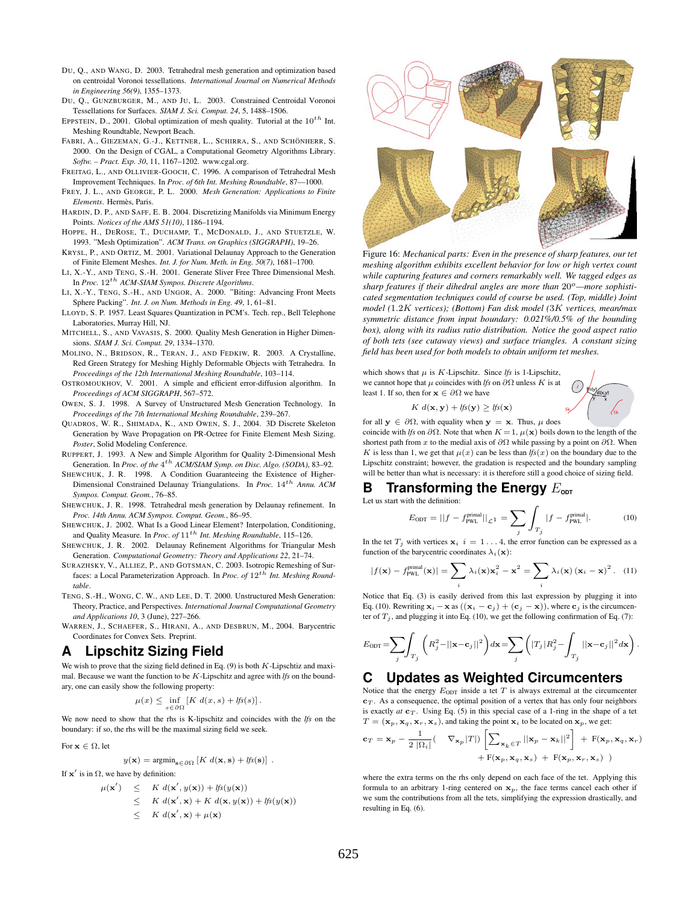DU, Q., AND WANG, D. 2003. Tetrahedral mesh generation and optimization based on centroidal Voronoi tessellations. *International Journal on Numerical Methods in Engineering 56(9)*, 1355–1373.

DU, Q., GUNZBURGER, M., AND JU, L. 2003. Constrained Centroidal Voronoi Tessellations for Surfaces. *SIAM J. Sci. Comput. 24*, 5, 1488–1506.

EPPSTEIN, D., 2001. Global optimization of mesh quality. Tutorial at the $10^{th}$ Int. Meshing Roundtable, Newport Beach.

FABRI, A., GIEZEMAN, G.-J., KETTNER, L., SCHIRRA, S., AND SCHÖNHERR, S. 2000. On the Design of CGAL, a Computational Geometry Algorithms Library. *Softw. – Pract. Exp. 30*, 11, 1167–1202. www.cgal.org.

FREITAG, L., AND OLLIVIER-GOOCH, C. 1996. A comparison of Tetrahedral Mesh Improvement Techniques. In *Proc. of 6th Int. Meshing Roundtable*, 87—1000.

FREY, J. L., AND GEORGE, P. L. 2000. *Mesh Generation: Applications to Finite Elements*. Hermès, Paris.

HARDIN, D. P., AND SAFF, E. B. 2004. Discretizing Manifolds via Minimum Energy Points. *Notices of the AMS 51(10)*, 1186–1194.

HOPPE, H., DEROSE, T., DUCHAMP, T., MCDONALD, J., AND STUETZLE, W. 1993. "Mesh Optimization". *ACM Trans. on Graphics (SIGGRAPH)*, 19–26.

KRYSL, P., AND ORTIZ, M. 2001. Variational Delaunay Approach to the Generation of Finite Element Meshes. *Int. J. for Num. Meth. in Eng. 50(7)*, 1681–1700.

LI, X.-Y., AND TENG, S.-H. 2001. Generate Sliver Free Three Dimensional Mesh. In *Proc. $12^{th}$ ACM-SIAM Sympos. Discrete Algorithms*.

LI, X.-Y., TENG, S.-H., AND UNGOR, A. 2000. "Biting: Advancing Front Meets Sphere Packing". *Int. J. on Num. Methods in Eng. 49*, 1, 61–81.

LLOYD, S. P. 1957. Least Squares Quantization in PCM's. Tech. rep., Bell Telephone Laboratories, Murray Hill, NJ.

MITCHELL, S., AND VAVASIS, S. 2000. Quality Mesh Generation in Higher Dimensions. *SIAM J. Sci. Comput. 29*, 1334–1370.

MOLINO, N., BRIDSON, R., TERAN, J., AND FEDKIW, R. 2003. A Crystalline, Red Green Strategy for Meshing Highly Deformable Objects with Tetrahedra. In *Proceedings of the 12th International Meshing Roundtable*, 103–114.

OSTROMOUKHOV, V. 2001. A simple and efficient error-diffusion algorithm. In *Proceedings of ACM SIGGRAPH*, 567–572.

OWEN, S. J. 1998. A Survey of Unstructured Mesh Generation Technology. In *Proceedings of the 7th International Meshing Roundtable*, 239–267.

QUADROS, W. R., SHIMADA, K., AND OWEN, S. J., 2004. 3D Discrete Skeleton Generation by Wave Propagation on PR-Octree for Finite Element Mesh Sizing. *Poster*, Solid Modeling Conference.

RUPPERT, J. 1993. A New and Simple Algorithm for Quality 2-Dimensional Mesh Generation. In *Proc. of the $4^{th}$ ACM/SIAM Symp. on Disc. Algo. (SODA)*, 83–92.

SHEWCHUK, J. R. 1998. A Condition Guaranteeing the Existence of Higher-Dimensional Constrained Delaunay Triangulations. In *Proc. $14^{th}$ Annu. ACM Sympos. Comput. Geom.*, 76–85.

SHEWCHUK, J. R. 1998. Tetrahedral mesh generation by Delaunay refinement. In *Proc. 14th Annu. ACM Sympos. Comput. Geom.*, 86–95.

SHEWCHUK, J. 2002. What Is a Good Linear Element? Interpolation, Conditioning, and Quality Measure. In *Proc. of $11^{th}$ Int. Meshing Roundtable*, 115–126.

SHEWCHUK, J. R. 2002. Delaunay Refinement Algorithms for Triangular Mesh Generation. *Computational Geometry: Theory and Applications 22*, 21–74.

SURAZHSKY, V., ALLIEZ, P., AND GOTSMAN, C. 2003. Isotropic Remeshing of Surfaces: a Local Parameterization Approach. In *Proc. of $12^{th}$ Int. Meshing Roundtable*.

TENG, S.-H., WONG, C. W., AND LEE, D. T. 2000. Unstructured Mesh Generation: Theory, Practice, and Perspectives. *International Journal Computational Geometry and Applications 10*, 3 (June), 227–266.

WARREN, J., SCHAEFER, S., HIRANI, A., AND DESBRUN, M., 2004. Barycentric Coordinates for Convex Sets. Preprint.

# A Lipschitz Sizing Field

We wish to prove that the sizing field defined in Eq. (9) is both $K$-Lipschtiz and maximal. Because we want the function to be $K$-Lipschitz and agree with *lfs* on the boundary, one can easily show the following property:

$$\mu(x) \leq \inf_{s \in \partial\Omega} \left[ K\, d(x, s) + \mathit{lfs}(s) \right].$$

We now need to show that the rhs is K-lipschitz and coincides with the *lfs* on the boundary: if so, the rhs will be the maximal sizing field we seek.

For $\mathbf{x} \in \Omega$, let

$$y(\mathbf{x}) = \mathrm{argmin}_{\mathbf{s} \in \partial\Omega} \left[ K\, d(\mathbf{x}, \mathbf{s}) + \mathit{lfs}(\mathbf{s}) \right].$$

If $\mathbf{x}'$ is in $\Omega$, we have by definition:

$$\begin{aligned} \mu(\mathbf{x}') &\leq K\, d(\mathbf{x}', y(\mathbf{x})) + \mathit{lfs}(y(\mathbf{x})) \\ &\leq K\, d(\mathbf{x}', \mathbf{x}) + K\, d(\mathbf{x}, y(\mathbf{x})) + \mathit{lfs}(y(\mathbf{x})) \\ &\leq K\, d(\mathbf{x}', \mathbf{x}) + \mu(\mathbf{x}) \end{aligned}$$

which shows that $\mu$ is $K$-Lipschitz. Since *lfs* is 1-Lipschitz, we cannot hope that $\mu$ coincides with *lfs* on $\partial\Omega$ unless $K$ is at least 1. If so, then for $\mathbf{x} \in \partial\Omega$ we have

$$K\, d(\mathbf{x}, \mathbf{y}) + \mathit{lfs}(\mathbf{y}) \geq \mathit{lfs}(\mathbf{x})$$

for all $\mathbf{y} \in \partial\Omega$, with equality when $\mathbf{y} = \mathbf{x}$. Thus, $\mu$ does coincide with *lfs* on $\partial\Omega$. Note that when $K=1$, $\mu(\mathbf{x})$ boils down to the length of the shortest path from $x$ to the medial axis of $\partial\Omega$ while passing by a point on $\partial\Omega$. When $K$ is less than 1, we get that $\mu(x)$ can be less than *lfs*$(x)$ on the boundary due to the Lipschitz constraint; however, the gradation is respected and the boundary sampling will be better than what is necessary: it is therefore still a good choice of sizing field.

# B Transforming the Energy $E_{\text{ODT}}$

Let us start with the definition:

$$E_{\text{ODT}} = ||f - f_{\text{PWL}}^{\text{primal}}||_{\mathcal{L}^1} = \sum_j \int_{T_j} |f - f_{\text{PWL}}^{\text{primal}}|. \qquad (10)$$

In the tet $T_j$ with vertices $\mathbf{x}_i$ $i = 1 \ldots 4$, the error function can be expressed as a function of the barycentric coordinates $\lambda_i(\mathbf{x})$:

$$|f(\mathbf{x}) - f_{\text{PWL}}^{\text{primal}}(\mathbf{x})| = \sum_i \lambda_i(\mathbf{x})\mathbf{x}_i^2 - \mathbf{x}^2 = \sum_i \lambda_i(\mathbf{x})\,(\mathbf{x}_i - \mathbf{x})^2. \quad (11)$$

Notice that Eq. (3) is easily derived from this last expression by plugging it into Eq. (10). Rewriting $\mathbf{x}_i - \mathbf{x}$ as $((\mathbf{x}_i - \mathbf{c}_j) + (\mathbf{c}_j - \mathbf{x}))$, where $\mathbf{c}_j$ is the circumcenter of $T_j$, and plugging it into Eq. (10), we get the following confirmation of Eq. (7):

$$E_{\text{ODT}} = \sum_j \int_{T_j} \left( R_j^2 - ||\mathbf{x} - \mathbf{c}_j||^2 \right) d\mathbf{x} = \sum_j \left( |T_j|\, R_j^2 - \int_{T_j} ||\mathbf{x} - \mathbf{c}_j||^2 d\mathbf{x} \right).$$

# C Updates as Weighted Circumcenters

Notice that the energy $E_{\text{ODT}}$ inside a tet $T$ is always extremal at the circumcenter $\mathbf{c}_T$. As a consequence, the optimal position of a vertex that has only four neighbors is exactly *at* $\mathbf{c}_T$. Using Eq. (5) in this special case of a 1-ring in the shape of a tet $T = (\mathbf{x}_p, \mathbf{x}_q, \mathbf{x}_r, \mathbf{x}_s)$, and taking the point $\mathbf{x}_i$ to be located on $\mathbf{x}_p$, we get:

$$\mathbf{c}_T = \mathbf{x}_p - \frac{1}{2\,|\Omega_i|} \Big( \nabla_{\mathbf{x}_p} |T| \Big) \left[ \sum_{\mathbf{x}_k \in T} ||\mathbf{x}_p - \mathbf{x}_k||^2 \right] + \mathrm{F}(\mathbf{x}_p, \mathbf{x}_q, \mathbf{x}_r) + \mathrm{F}(\mathbf{x}_p, \mathbf{x}_q, \mathbf{x}_s) + \mathrm{F}(\mathbf{x}_p, \mathbf{x}_r, \mathbf{x}_s) \Big)$$

where the extra terms on the rhs only depend on each face of the tet. Applying this formula to an arbitrary 1-ring centered on $\mathbf{x}_p$, the face terms cancel each other if we sum the contributions from all the tets, simplifying the expression drastically, and resulting in Eq. (6).

Figure 16: *Mechanical parts: Even in the presence of sharp features, our tet meshing algorithm exhibits excellent behavior for low or high vertex count while capturing features and corners remarkably well. We tagged edges as sharp features if their dihedral angles are more than $20^o$—more sophisticated segmentation techniques could of course be used. (Top, middle) Joint model ($1.2K$ vertices); (Bottom) Fan disk model ($3K$ vertices, mean/max symmetric distance from input boundary: 0.021%/0.5% of the bounding box), along with its radius ratio distribution. Notice the good aspect ratio of both tets (see cutaway views) and surface triangles. A constant sizing field has been used for both models to obtain uniform tet meshes.*